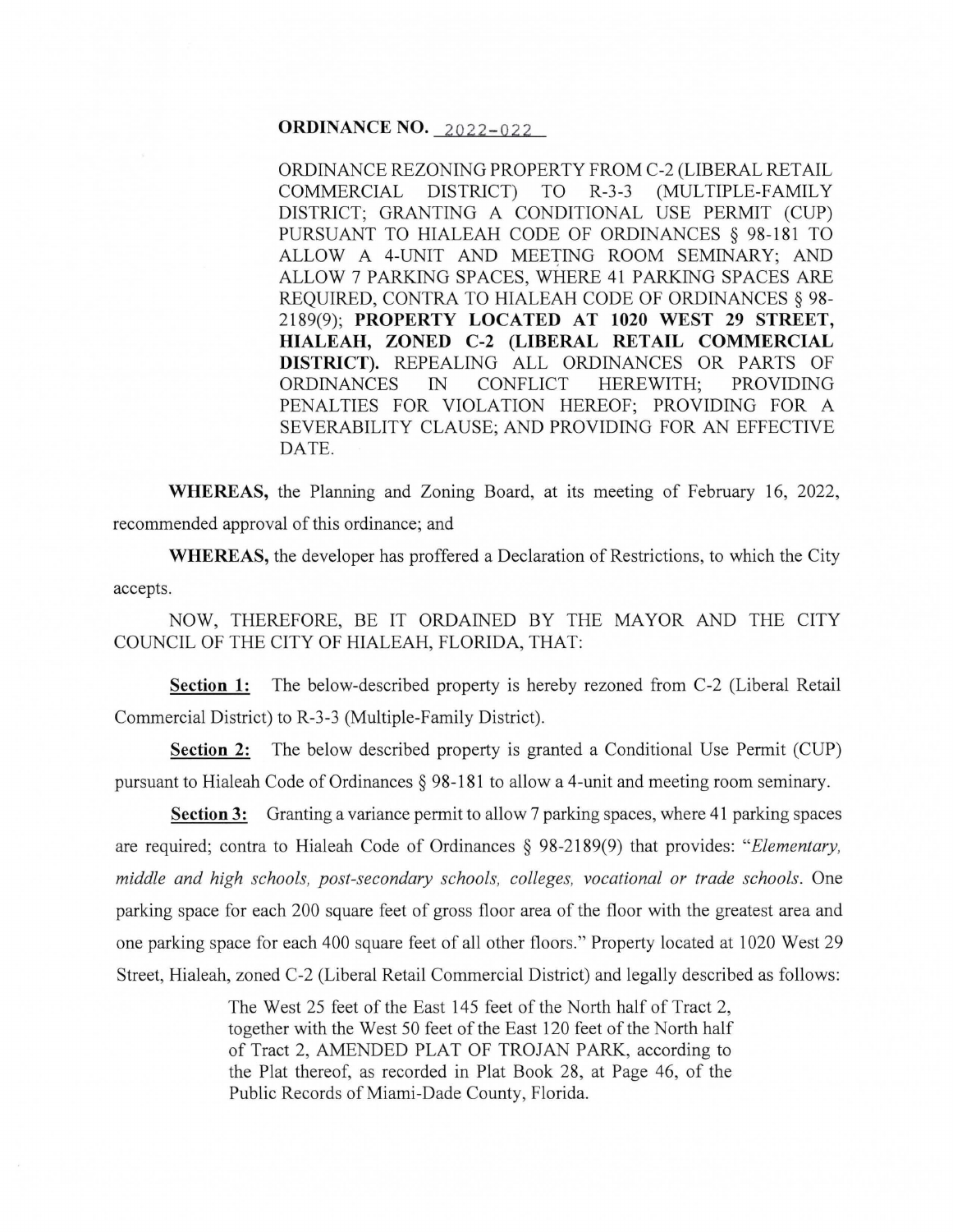**ORDINANCE NO. 2022-022**

ORDINANCE REZONING PROPERTY FROM C-2 (LIBERAL RETAIL COMMERCIAL DISTRICT) TO R-3-3 (MULTIPLE-FAMILY DISTRICT; GRANTING A CONDITIONAL USE PERMIT (CUP) PURSUANT TO HIALEAH CODE OF ORDINANCES § 98-181 TO ALLOW A 4-UNIT AND MEETING ROOM SEMINARY; AND ALLOW 7 PARKING SPACES, WHERE 41 PARKING SPACES ARE REQUIRED, CONTRA TO HIALEAH CODE OF ORDINANCES § 98-2189(9); **PROPERTY LOCATED AT 1020 WEST 29 STREET, HIALEAH, ZONED C-2 (LIBERAL RETAIL COMMERCIAL DISTRICT).** REPEALING ALL ORDINANCES OR PARTS OF ORDINANCES IN CONFLICT HEREWITH; PROVIDING PENALTIES FOR VIOLATION HEREOF; PROVIDING FOR A SEVERABILITY CLAUSE; AND PROVIDING FOR AN EFFECTIVE DATE.

**WHEREAS,** the Planning and Zoning Board, at its meeting of February 16, 2022, recommended approval of this ordinance; and

**WHEREAS,** the developer has proffered a Declaration of Restrictions, to which the City accepts.

NOW, THEREFORE, BE IT ORDAINED BY THE MAYOR AND THE CITY COUNCIL OF THE CITY OF HIALEAH, FLORIDA, THAT:

**Section 1:** The below-described property is hereby rezoned from C-2 (Liberal Retail Commercial District) to R-3-3 (Multiple-Family District).

**Section 2:** The below described property is granted a Conditional Use Permit (CUP) pursuant to Hialeah Code of Ordinances § 98-181 to allow a 4-unit and meeting room seminary.

**Section 3:** Granting a variance permit to allow 7 parking spaces, where 41 parking spaces are required; contra to Hialeah Code of Ordinances § 98-2189(9) that provides: "*Elementary, middle and high schools, post-secondary schools, colleges, vocational or trade schools*. One parking space for each 200 square feet of gross floor area of the floor with the greatest area and one parking space for each 400 square feet of all other floors." Property located at 1020 West 29 Street, Hialeah, zoned C-2 (Liberal Retail Commercial District) and legally described as follows:

> The West 25 feet of the East 145 feet of the North half of Tract 2, together with the West 50 feet of the East 120 feet of the North half of Tract 2, AMENDED PLAT OF TROJAN PARK, according to the Plat thereof, as recorded in Plat Book 28, at Page 46, of the Public Records of Miami-Dade County, Florida.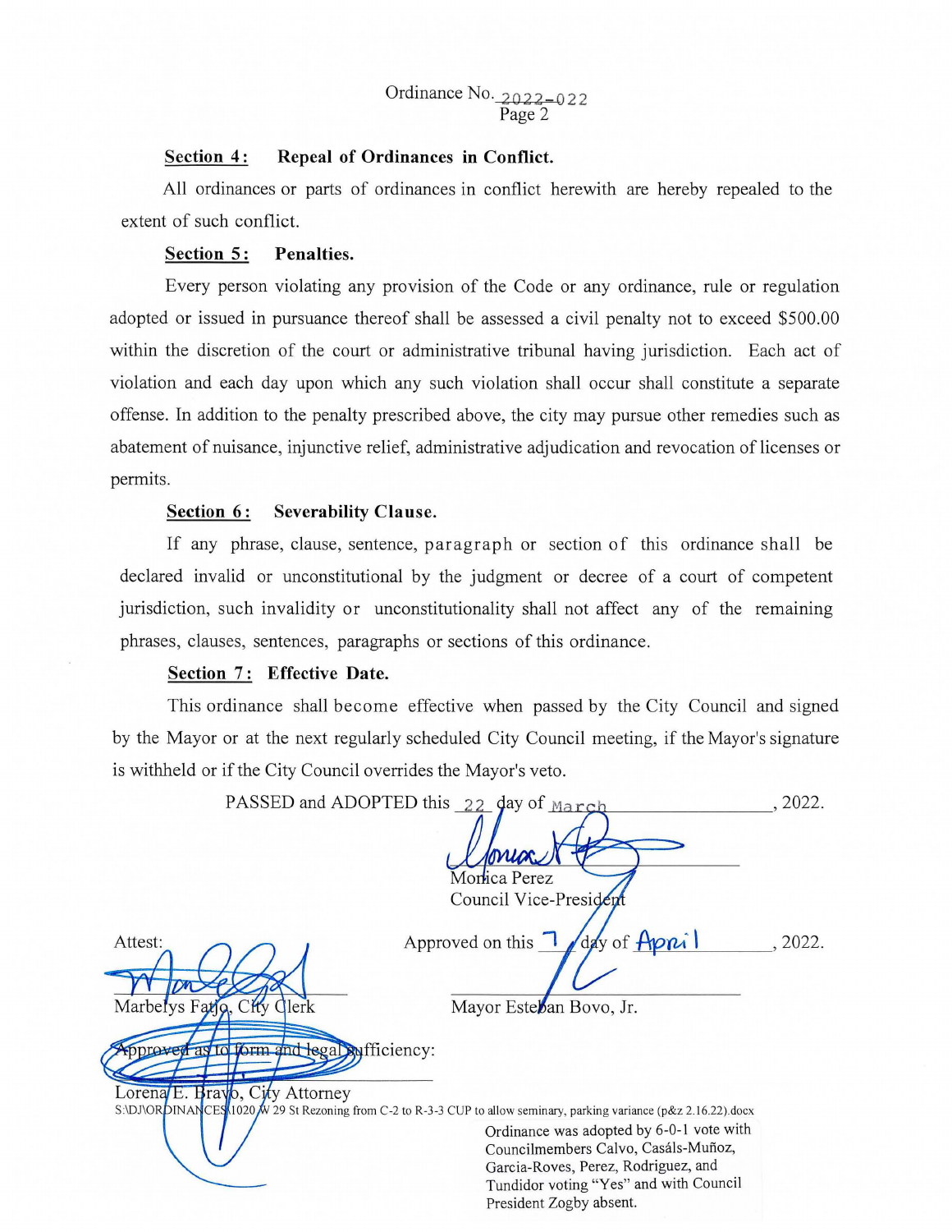Ordinance No. 2022-022
Page 2

**Section 4: Repeal of Ordinances in Conflict.**

All ordinances or parts of ordinances in conflict herewith are hereby repealed to the extent of such conflict.

**Section 5: Penalties.**

Every person violating any provision of the Code or any ordinance, rule or regulation adopted or issued in pursuance thereof shall be assessed a civil penalty not to exceed $500.00 within the discretion of the court or administrative tribunal having jurisdiction. Each act of violation and each day upon which any such violation shall occur shall constitute a separate offense. In addition to the penalty prescribed above, the city may pursue other remedies such as abatement of nuisance, injunctive relief, administrative adjudication and revocation of licenses or permits.

**Section 6: Severability Clause.**

If any phrase, clause, sentence, paragraph or section of this ordinance shall be declared invalid or unconstitutional by the judgment or decree of a court of competent jurisdiction, such invalidity or unconstitutionality shall not affect any of the remaining phrases, clauses, sentences, paragraphs or sections of this ordinance.

**Section 7: Effective Date.**

This ordinance shall become effective when passed by the City Council and signed by the Mayor or at the next regularly scheduled City Council meeting, if the Mayor's signature is withheld or if the City Council overrides the Mayor's veto.

PASSED and ADOPTED this 22 day of March, 2022.

Monica Perez
Council Vice-President

Attest:

Marbelys Fatjo, City Clerk

Approved on this 7 day of April, 2022.

Mayor Esteban Bovo, Jr.

Approved as to form and legal sufficiency:

Lorena E. Bravo, City Attorney

S:\DJ\ORDINANCES\1020 W 29 St Rezoning from C-2 to R-3-3 CUP to allow seminary, parking variance (p&z 2.16.22).docx

Ordinance was adopted by 6-0-1 vote with Councilmembers Calvo, Casáls-Muñoz, Garcia-Roves, Perez, Rodriguez, and Tundidor voting "Yes" and with Council President Zogby absent.